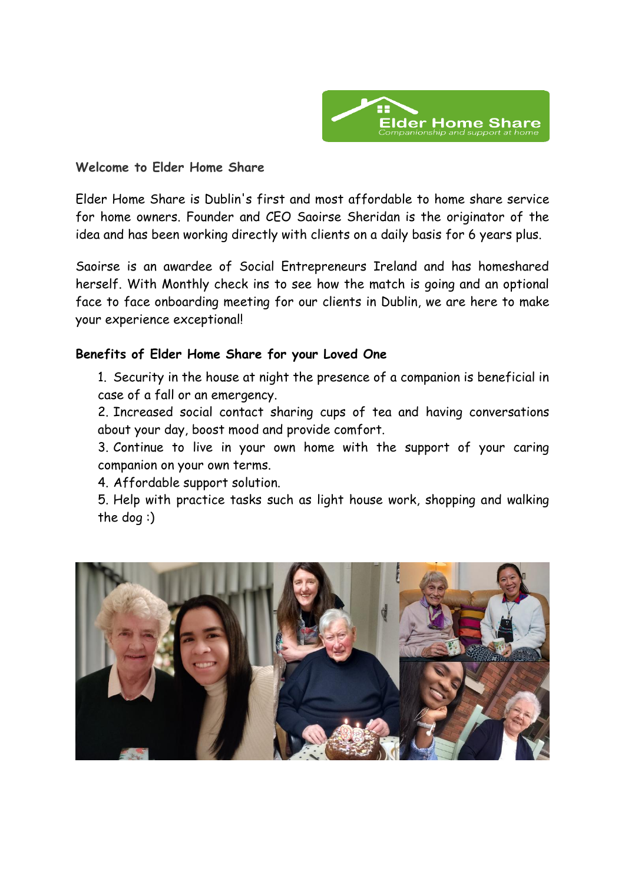Elder Home Share
Companionship and support at home

**Welcome to Elder Home Share**

Elder Home Share is Dublin's first and most affordable to home share service for home owners. Founder and CEO Saoirse Sheridan is the originator of the idea and has been working directly with clients on a daily basis for 6 years plus.

Saoirse is an awardee of Social Entrepreneurs Ireland and has homeshared herself. With Monthly check ins to see how the match is going and an optional face to face onboarding meeting for our clients in Dublin, we are here to make your experience exceptional!

**Benefits of Elder Home Share for your Loved One**

1. Security in the house at night the presence of a companion is beneficial in case of a fall or an emergency.
2. Increased social contact sharing cups of tea and having conversations about your day, boost mood and provide comfort.
3. Continue to live in your own home with the support of your caring companion on your own terms.
4. Affordable support solution.
5. Help with practice tasks such as light house work, shopping and walking the dog :)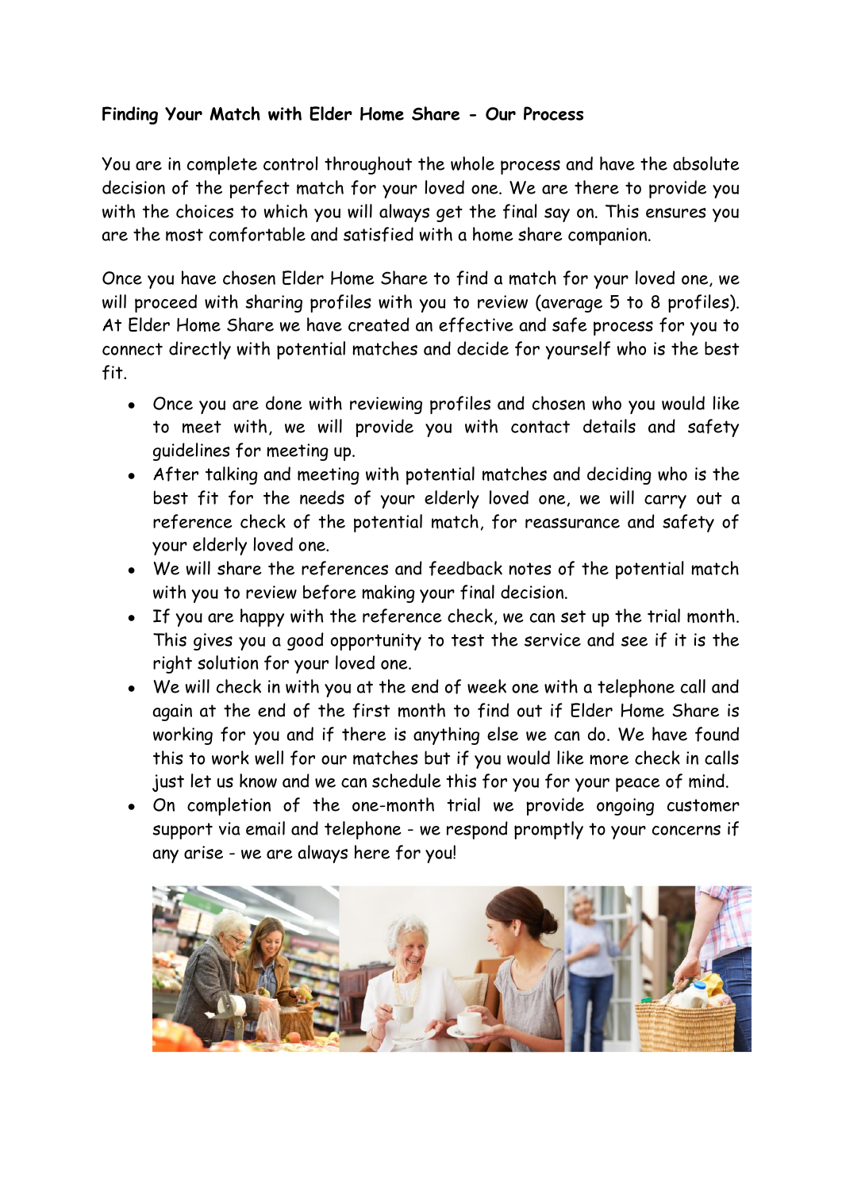**Finding Your Match with Elder Home Share - Our Process**

You are in complete control throughout the whole process and have the absolute decision of the perfect match for your loved one. We are there to provide you with the choices to which you will always get the final say on. This ensures you are the most comfortable and satisfied with a home share companion.

Once you have chosen Elder Home Share to find a match for your loved one, we will proceed with sharing profiles with you to review (average 5 to 8 profiles). At Elder Home Share we have created an effective and safe process for you to connect directly with potential matches and decide for yourself who is the best fit.

- Once you are done with reviewing profiles and chosen who you would like to meet with, we will provide you with contact details and safety guidelines for meeting up.
- After talking and meeting with potential matches and deciding who is the best fit for the needs of your elderly loved one, we will carry out a reference check of the potential match, for reassurance and safety of your elderly loved one.
- We will share the references and feedback notes of the potential match with you to review before making your final decision.
- If you are happy with the reference check, we can set up the trial month. This gives you a good opportunity to test the service and see if it is the right solution for your loved one.
- We will check in with you at the end of week one with a telephone call and again at the end of the first month to find out if Elder Home Share is working for you and if there is anything else we can do. We have found this to work well for our matches but if you would like more check in calls just let us know and we can schedule this for you for your peace of mind.
- On completion of the one-month trial we provide ongoing customer support via email and telephone - we respond promptly to your concerns if any arise - we are always here for you!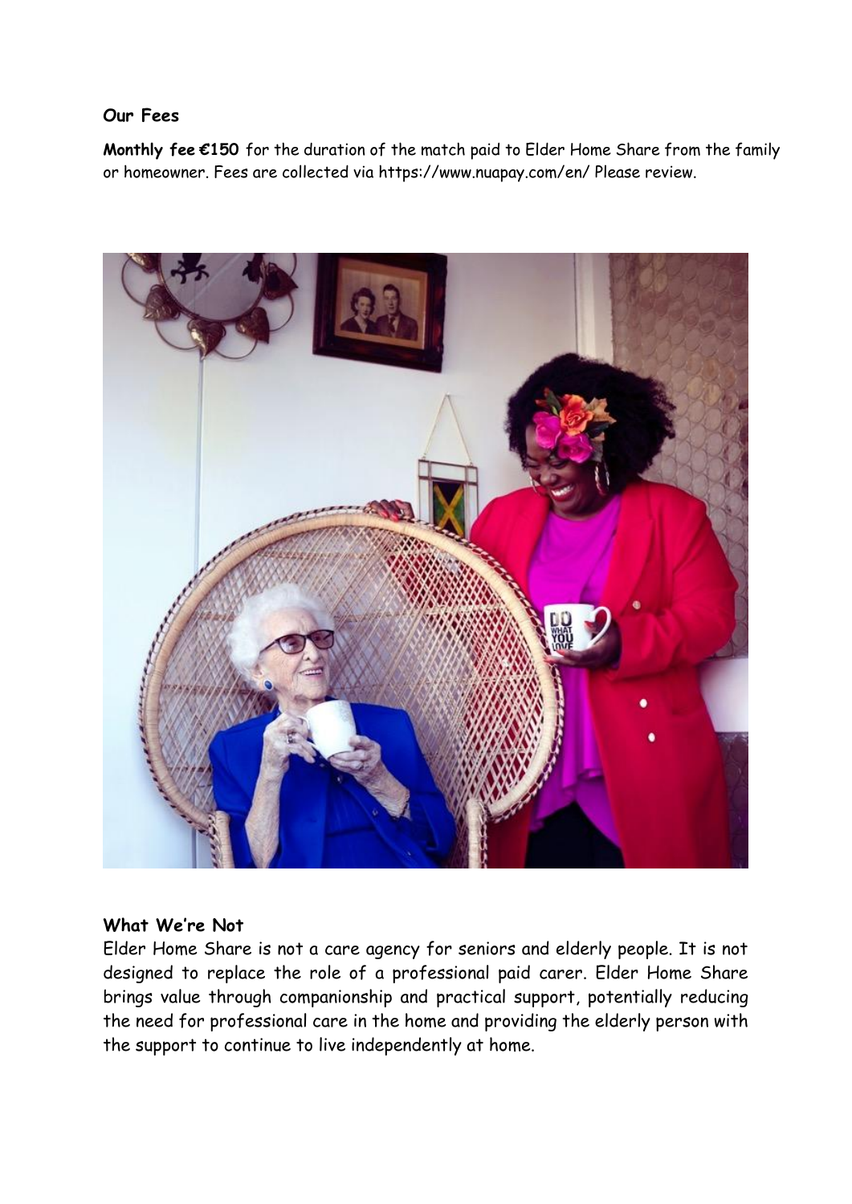### Our Fees

**Monthly fee €150** for the duration of the match paid to Elder Home Share from the family or homeowner. Fees are collected via https://www.nuapay.com/en/ Please review.

### What We're Not

Elder Home Share is not a care agency for seniors and elderly people. It is not designed to replace the role of a professional paid carer. Elder Home Share brings value through companionship and practical support, potentially reducing the need for professional care in the home and providing the elderly person with the support to continue to live independently at home.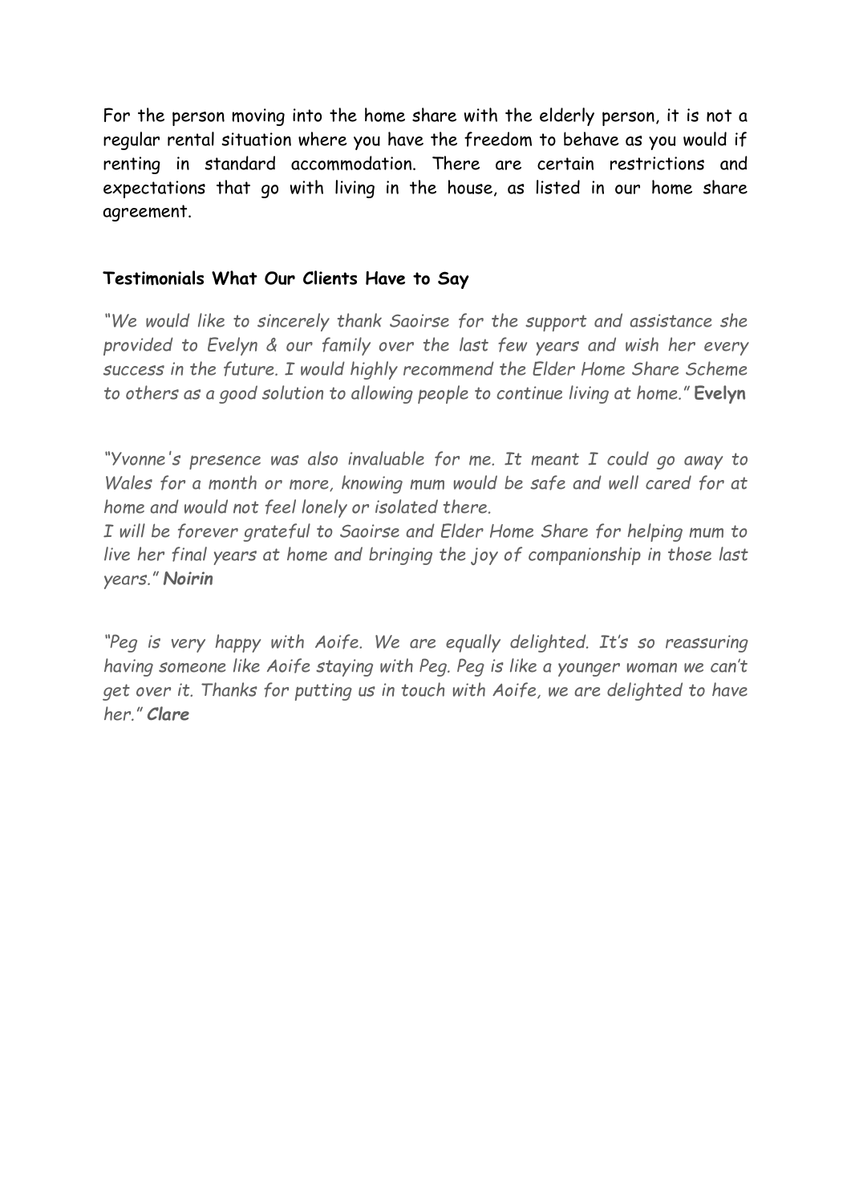For the person moving into the home share with the elderly person, it is not a regular rental situation where you have the freedom to behave as you would if renting in standard accommodation. There are certain restrictions and expectations that go with living in the house, as listed in our home share agreement.

**Testimonials What Our Clients Have to Say**

*"We would like to sincerely thank Saoirse for the support and assistance she provided to Evelyn & our family over the last few years and wish her every success in the future. I would highly recommend the Elder Home Share Scheme to others as a good solution to allowing people to continue living at home."* **Evelyn**

*"Yvonne's presence was also invaluable for me. It meant I could go away to Wales for a month or more, knowing mum would be safe and well cared for at home and would not feel lonely or isolated there.*
*I will be forever grateful to Saoirse and Elder Home Share for helping mum to live her final years at home and bringing the joy of companionship in those last years."* ***Noirin***

*"Peg is very happy with Aoife. We are equally delighted. It's so reassuring having someone like Aoife staying with Peg. Peg is like a younger woman we can't get over it. Thanks for putting us in touch with Aoife, we are delighted to have her."* ***Clare***